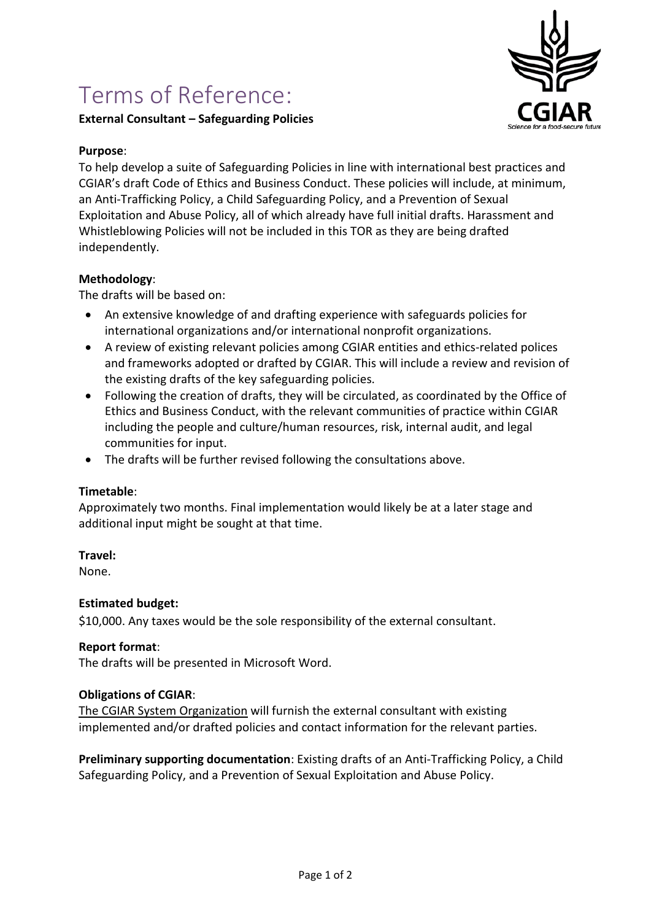# Terms of Reference:

**External Consultant – Safeguarding Policies**

**Purpose**:
To help develop a suite of Safeguarding Policies in line with international best practices and CGIAR's draft Code of Ethics and Business Conduct. These policies will include, at minimum, an Anti-Trafficking Policy, a Child Safeguarding Policy, and a Prevention of Sexual Exploitation and Abuse Policy, all of which already have full initial drafts. Harassment and Whistleblowing Policies will not be included in this TOR as they are being drafted independently.

**Methodology**:
The drafts will be based on:

- An extensive knowledge of and drafting experience with safeguards policies for international organizations and/or international nonprofit organizations.
- A review of existing relevant policies among CGIAR entities and ethics-related polices and frameworks adopted or drafted by CGIAR. This will include a review and revision of the existing drafts of the key safeguarding policies.
- Following the creation of drafts, they will be circulated, as coordinated by the Office of Ethics and Business Conduct, with the relevant communities of practice within CGIAR including the people and culture/human resources, risk, internal audit, and legal communities for input.
- The drafts will be further revised following the consultations above.

**Timetable**:
Approximately two months. Final implementation would likely be at a later stage and additional input might be sought at that time.

**Travel:**
None.

**Estimated budget:**
$10,000. Any taxes would be the sole responsibility of the external consultant.

**Report format**:
The drafts will be presented in Microsoft Word.

**Obligations of CGIAR**:
The CGIAR System Organization will furnish the external consultant with existing implemented and/or drafted policies and contact information for the relevant parties.

**Preliminary supporting documentation**: Existing drafts of an Anti-Trafficking Policy, a Child Safeguarding Policy, and a Prevention of Sexual Exploitation and Abuse Policy.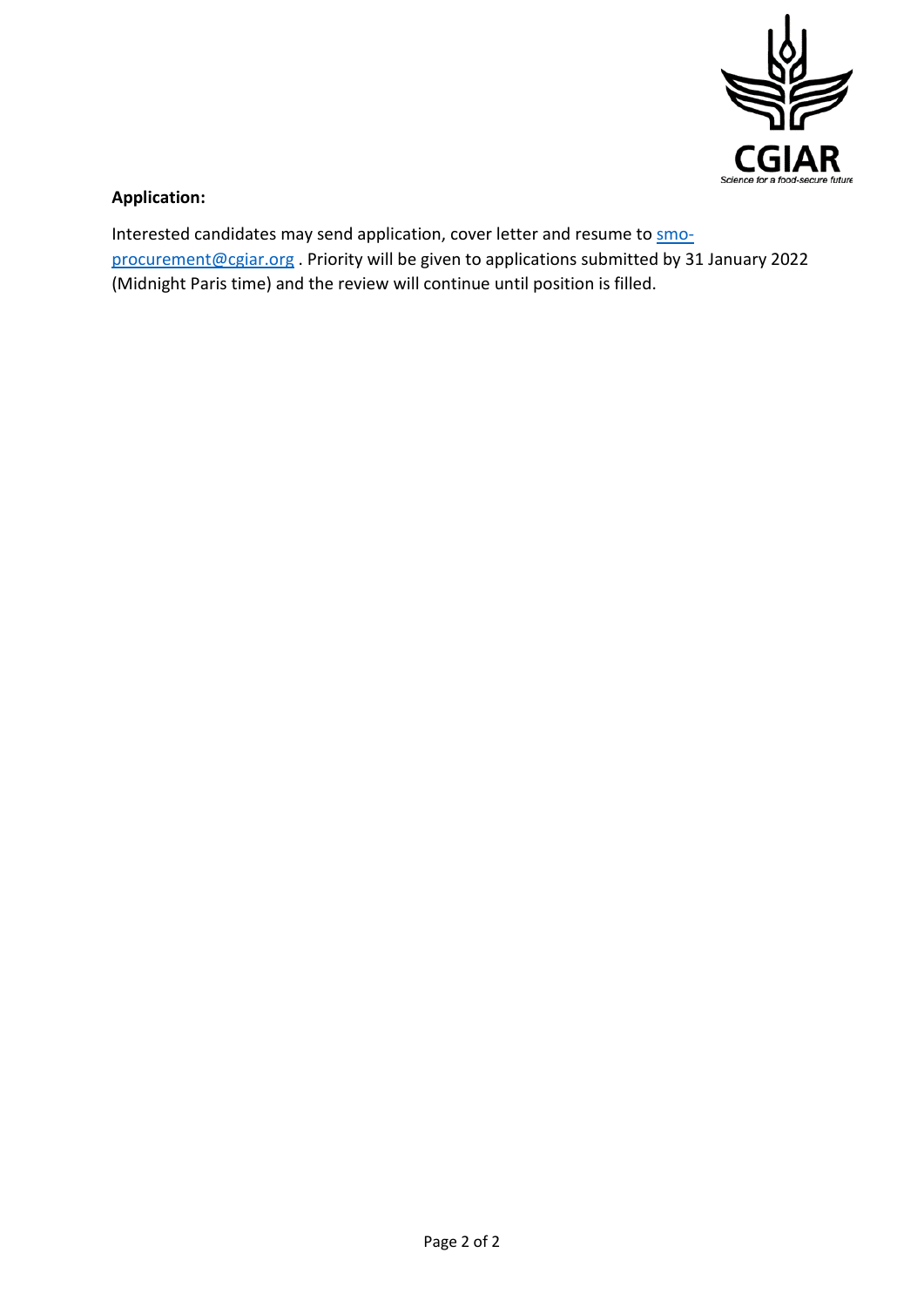**Application:**

Interested candidates may send application, cover letter and resume to smo-procurement@cgiar.org . Priority will be given to applications submitted by 31 January 2022 (Midnight Paris time) and the review will continue until position is filled.